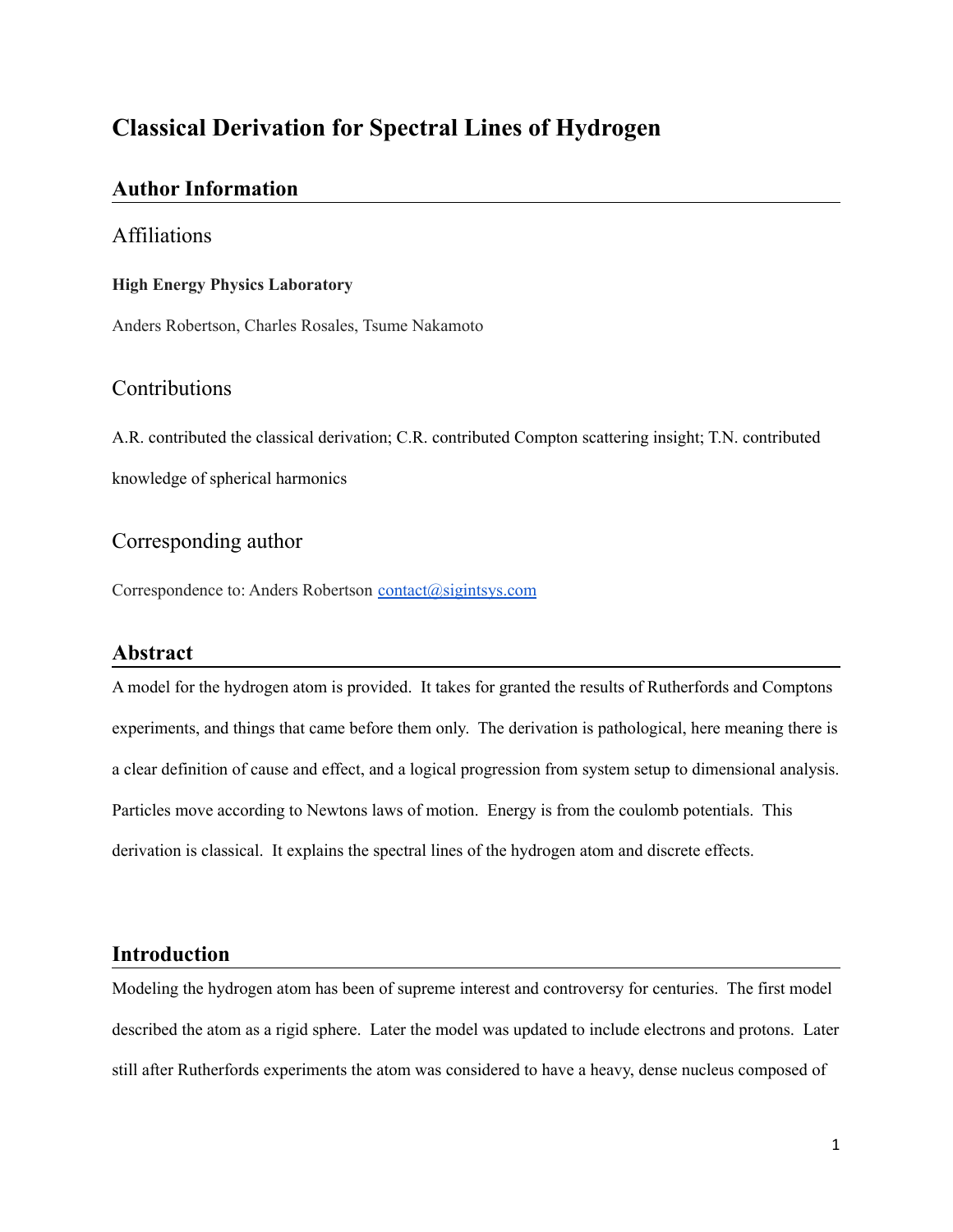# Classical Derivation for Spectral Lines of Hydrogen

## Author Information

### Affiliations

**High Energy Physics Laboratory**

Anders Robertson, Charles Rosales, Tsume Nakamoto

### Contributions

A.R. contributed the classical derivation; C.R. contributed Compton scattering insight; T.N. contributed knowledge of spherical harmonics

### Corresponding author

Correspondence to: Anders Robertson contact@sigintsys.com

## Abstract

A model for the hydrogen atom is provided. It takes for granted the results of Rutherfords and Comptons experiments, and things that came before them only. The derivation is pathological, here meaning there is a clear definition of cause and effect, and a logical progression from system setup to dimensional analysis. Particles move according to Newtons laws of motion. Energy is from the coulomb potentials. This derivation is classical. It explains the spectral lines of the hydrogen atom and discrete effects.

## Introduction

Modeling the hydrogen atom has been of supreme interest and controversy for centuries. The first model described the atom as a rigid sphere. Later the model was updated to include electrons and protons. Later still after Rutherfords experiments the atom was considered to have a heavy, dense nucleus composed of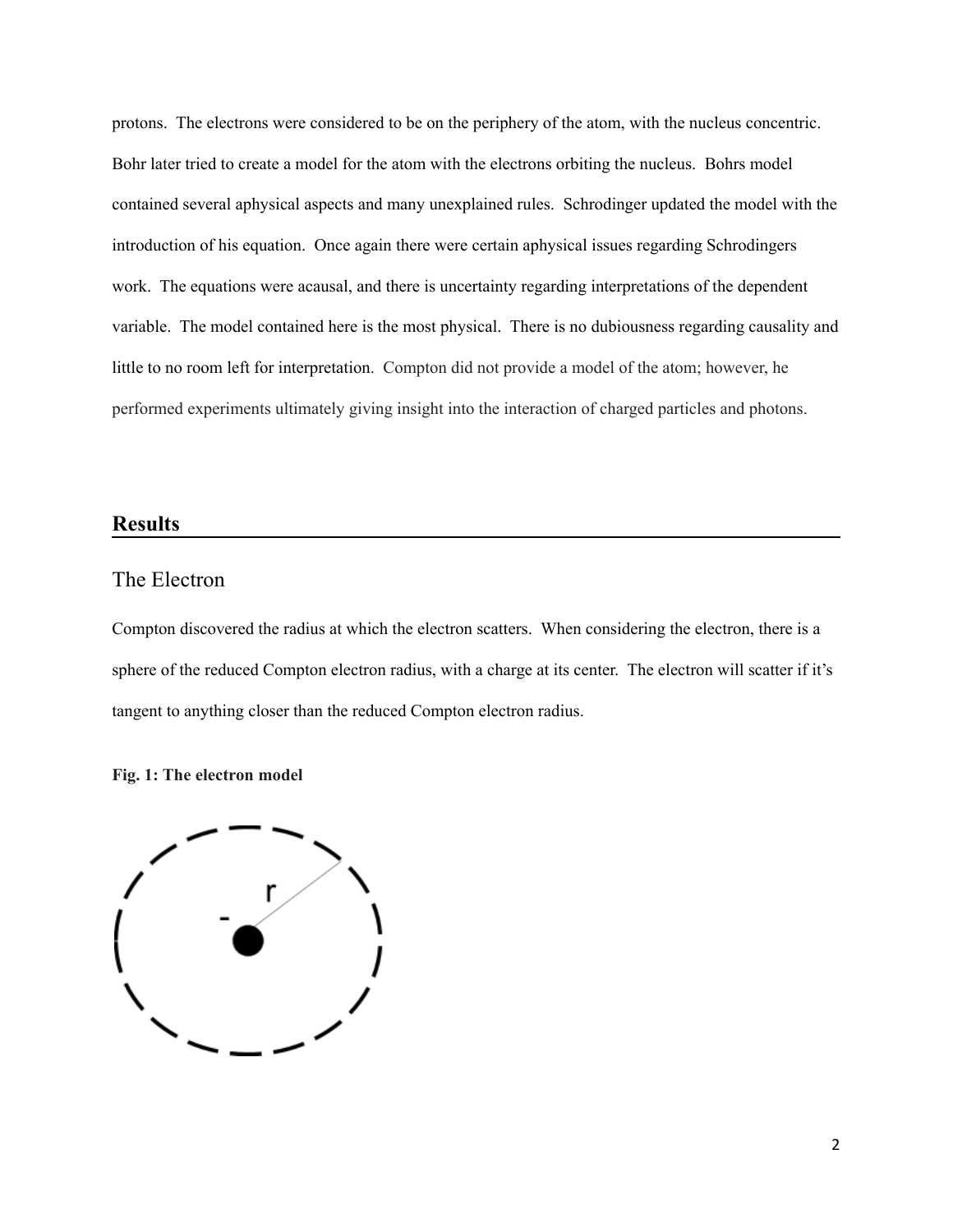protons. The electrons were considered to be on the periphery of the atom, with the nucleus concentric. Bohr later tried to create a model for the atom with the electrons orbiting the nucleus. Bohrs model contained several aphysical aspects and many unexplained rules. Schrodinger updated the model with the introduction of his equation. Once again there were certain aphysical issues regarding Schrodingers work. The equations were acausal, and there is uncertainty regarding interpretations of the dependent variable. The model contained here is the most physical. There is no dubiousness regarding causality and little to no room left for interpretation. Compton did not provide a model of the atom; however, he performed experiments ultimately giving insight into the interaction of charged particles and photons.

## Results

### The Electron

Compton discovered the radius at which the electron scatters. When considering the electron, there is a sphere of the reduced Compton electron radius, with a charge at its center. The electron will scatter if it's tangent to anything closer than the reduced Compton electron radius.

**Fig. 1: The electron model**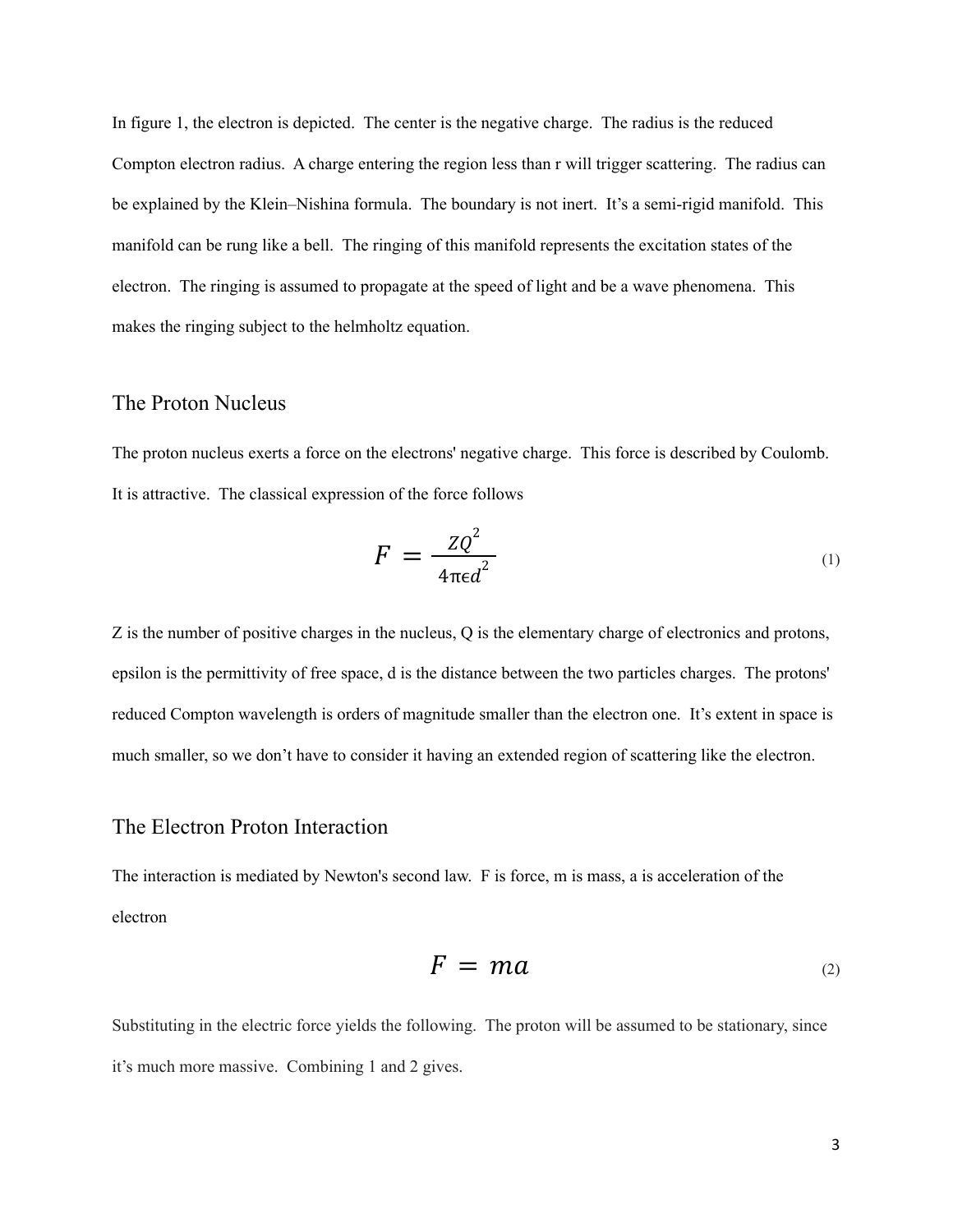In figure 1, the electron is depicted. The center is the negative charge. The radius is the reduced Compton electron radius. A charge entering the region less than r will trigger scattering. The radius can be explained by the Klein–Nishina formula. The boundary is not inert. It's a semi-rigid manifold. This manifold can be rung like a bell. The ringing of this manifold represents the excitation states of the electron. The ringing is assumed to propagate at the speed of light and be a wave phenomena. This makes the ringing subject to the helmholtz equation.

## The Proton Nucleus

The proton nucleus exerts a force on the electrons' negative charge. This force is described by Coulomb. It is attractive. The classical expression of the force follows

$$F = \frac{ZQ^2}{4\pi\epsilon d^2} \tag{1}$$

Z is the number of positive charges in the nucleus, Q is the elementary charge of electronics and protons, epsilon is the permittivity of free space, d is the distance between the two particles charges. The protons' reduced Compton wavelength is orders of magnitude smaller than the electron one. It's extent in space is much smaller, so we don't have to consider it having an extended region of scattering like the electron.

## The Electron Proton Interaction

The interaction is mediated by Newton's second law. F is force, m is mass, a is acceleration of the electron

$$F = ma \tag{2}$$

Substituting in the electric force yields the following. The proton will be assumed to be stationary, since it's much more massive. Combining 1 and 2 gives.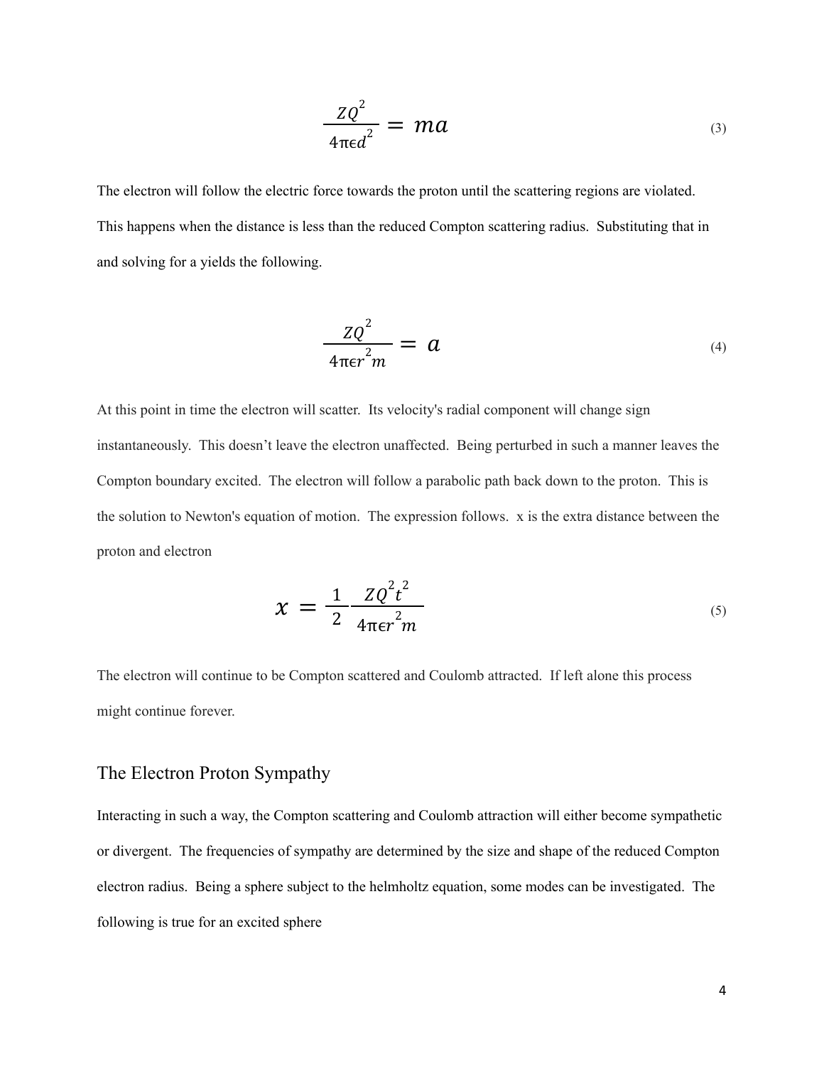$$\frac{ZQ^2}{4\pi\epsilon d^2} = ma \tag{3}$$

The electron will follow the electric force towards the proton until the scattering regions are violated. This happens when the distance is less than the reduced Compton scattering radius. Substituting that in and solving for a yields the following.

$$\frac{ZQ^2}{4\pi\epsilon r^2 m} = a \tag{4}$$

At this point in time the electron will scatter. Its velocity's radial component will change sign instantaneously. This doesn't leave the electron unaffected. Being perturbed in such a manner leaves the Compton boundary excited. The electron will follow a parabolic path back down to the proton. This is the solution to Newton's equation of motion. The expression follows. x is the extra distance between the proton and electron

$$x = \frac{1}{2}\frac{ZQ^2 t^2}{4\pi\epsilon r^2 m} \tag{5}$$

The electron will continue to be Compton scattered and Coulomb attracted. If left alone this process might continue forever.

## The Electron Proton Sympathy

Interacting in such a way, the Compton scattering and Coulomb attraction will either become sympathetic or divergent. The frequencies of sympathy are determined by the size and shape of the reduced Compton electron radius. Being a sphere subject to the helmholtz equation, some modes can be investigated. The following is true for an excited sphere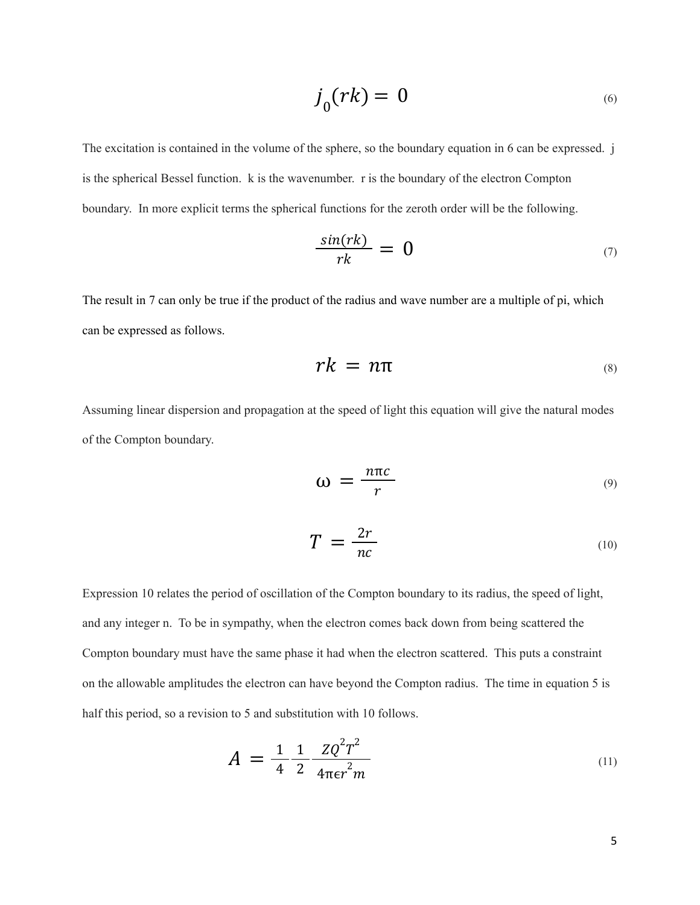$$j_0(rk) = 0 \tag{6}$$

The excitation is contained in the volume of the sphere, so the boundary equation in 6 can be expressed. j is the spherical Bessel function. k is the wavenumber. r is the boundary of the electron Compton boundary. In more explicit terms the spherical functions for the zeroth order will be the following.

$$\frac{sin(rk)}{rk} = 0 \tag{7}$$

The result in 7 can only be true if the product of the radius and wave number are a multiple of pi, which can be expressed as follows.

$$rk = n\pi \tag{8}$$

Assuming linear dispersion and propagation at the speed of light this equation will give the natural modes of the Compton boundary.

$$\omega = \frac{n\pi c}{r} \tag{9}$$

$$T = \frac{2r}{nc} \tag{10}$$

Expression 10 relates the period of oscillation of the Compton boundary to its radius, the speed of light, and any integer n. To be in sympathy, when the electron comes back down from being scattered the Compton boundary must have the same phase it had when the electron scattered. This puts a constraint on the allowable amplitudes the electron can have beyond the Compton radius. The time in equation 5 is half this period, so a revision to 5 and substitution with 10 follows.

$$A = \frac{1}{4}\frac{1}{2}\frac{ZQ^2T^2}{4\pi\epsilon r^2 m} \tag{11}$$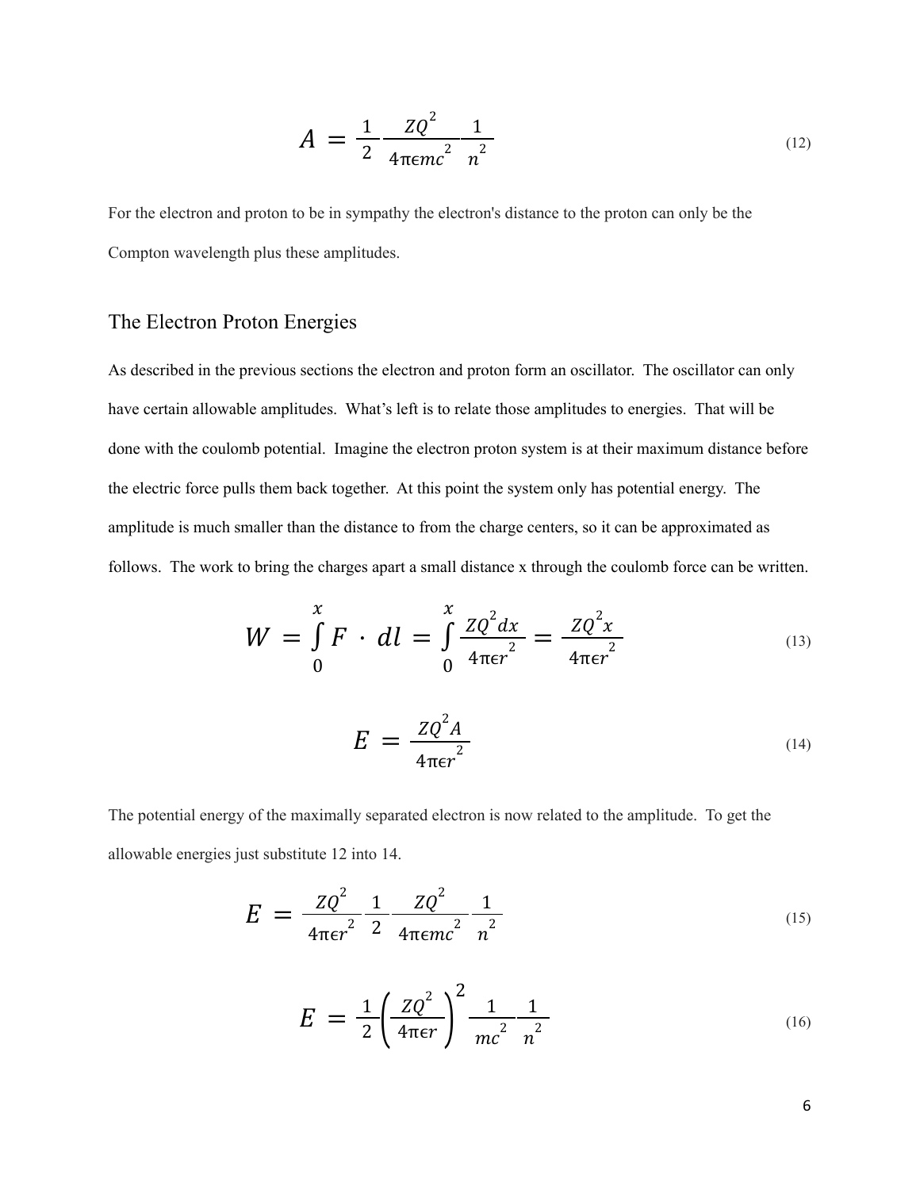$$A = \frac{1}{2} \frac{ZQ^2}{4\pi\epsilon mc^2} \frac{1}{n^2} \tag{12}$$

For the electron and proton to be in sympathy the electron's distance to the proton can only be the Compton wavelength plus these amplitudes.

## The Electron Proton Energies

As described in the previous sections the electron and proton form an oscillator. The oscillator can only have certain allowable amplitudes. What's left is to relate those amplitudes to energies. That will be done with the coulomb potential. Imagine the electron proton system is at their maximum distance before the electric force pulls them back together. At this point the system only has potential energy. The amplitude is much smaller than the distance to from the charge centers, so it can be approximated as follows. The work to bring the charges apart a small distance x through the coulomb force can be written.

$$W = \int_0^x F \cdot dl = \int_0^x \frac{ZQ^2 dx}{4\pi\epsilon r^2} = \frac{ZQ^2 x}{4\pi\epsilon r^2} \tag{13}$$

$$E = \frac{ZQ^2 A}{4\pi\epsilon r^2} \tag{14}$$

The potential energy of the maximally separated electron is now related to the amplitude. To get the allowable energies just substitute 12 into 14.

$$E = \frac{ZQ^2}{4\pi\epsilon r^2} \frac{1}{2} \frac{ZQ^2}{4\pi\epsilon mc^2} \frac{1}{n^2} \tag{15}$$

$$E = \frac{1}{2} \left( \frac{ZQ^2}{4\pi\epsilon r} \right)^2 \frac{1}{mc^2} \frac{1}{n^2} \tag{16}$$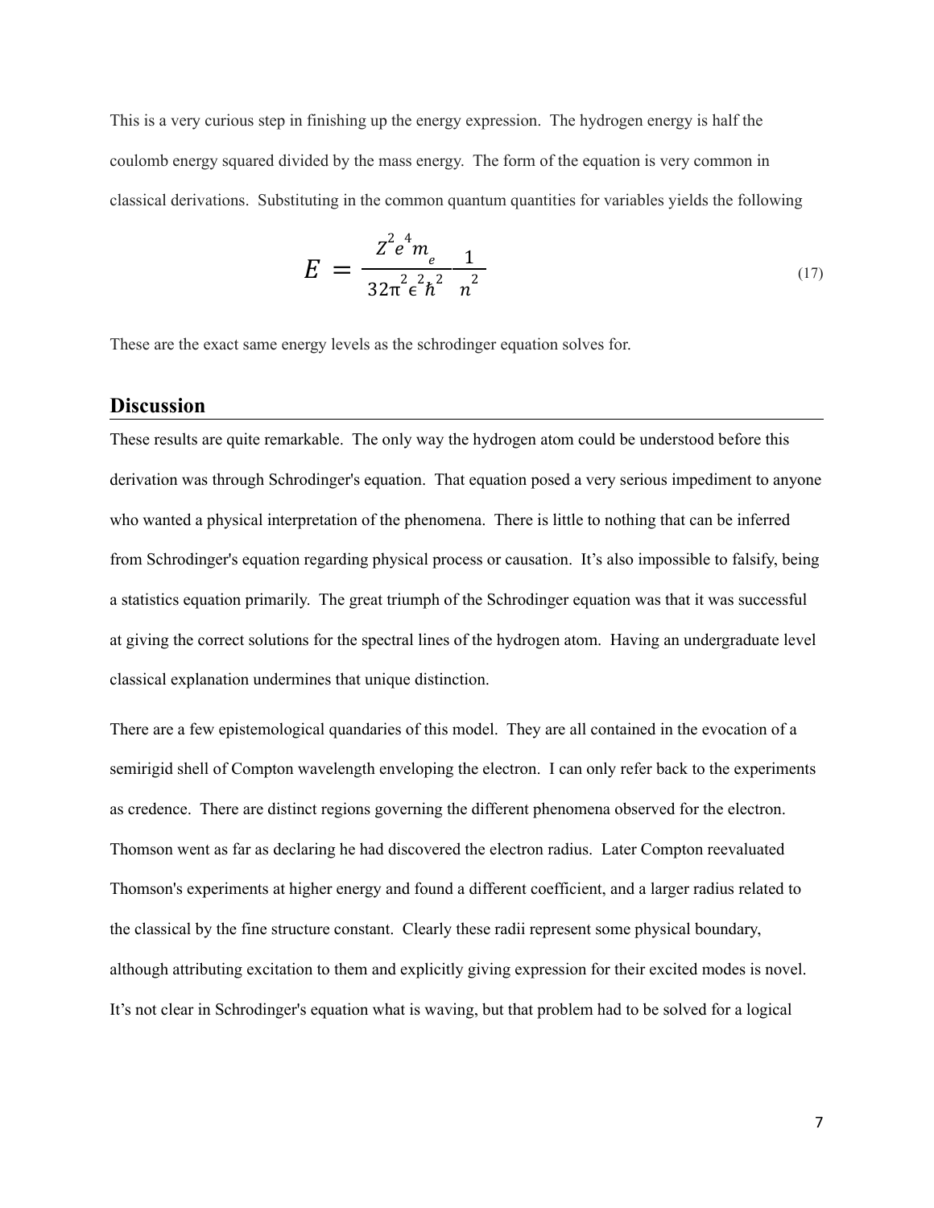This is a very curious step in finishing up the energy expression. The hydrogen energy is half the coulomb energy squared divided by the mass energy. The form of the equation is very common in classical derivations. Substituting in the common quantum quantities for variables yields the following

$$E = \frac{Z^2 e^4 m_e}{32\pi^2 \epsilon^2 \hbar^2} \frac{1}{n^2} \tag{17}$$

These are the exact same energy levels as the schrodinger equation solves for.

## Discussion

These results are quite remarkable. The only way the hydrogen atom could be understood before this derivation was through Schrodinger's equation. That equation posed a very serious impediment to anyone who wanted a physical interpretation of the phenomena. There is little to nothing that can be inferred from Schrodinger's equation regarding physical process or causation. It's also impossible to falsify, being a statistics equation primarily. The great triumph of the Schrodinger equation was that it was successful at giving the correct solutions for the spectral lines of the hydrogen atom. Having an undergraduate level classical explanation undermines that unique distinction.

There are a few epistemological quandaries of this model. They are all contained in the evocation of a semirigid shell of Compton wavelength enveloping the electron. I can only refer back to the experiments as credence. There are distinct regions governing the different phenomena observed for the electron. Thomson went as far as declaring he had discovered the electron radius. Later Compton reevaluated Thomson's experiments at higher energy and found a different coefficient, and a larger radius related to the classical by the fine structure constant. Clearly these radii represent some physical boundary, although attributing excitation to them and explicitly giving expression for their excited modes is novel. It's not clear in Schrodinger's equation what is waving, but that problem had to be solved for a logical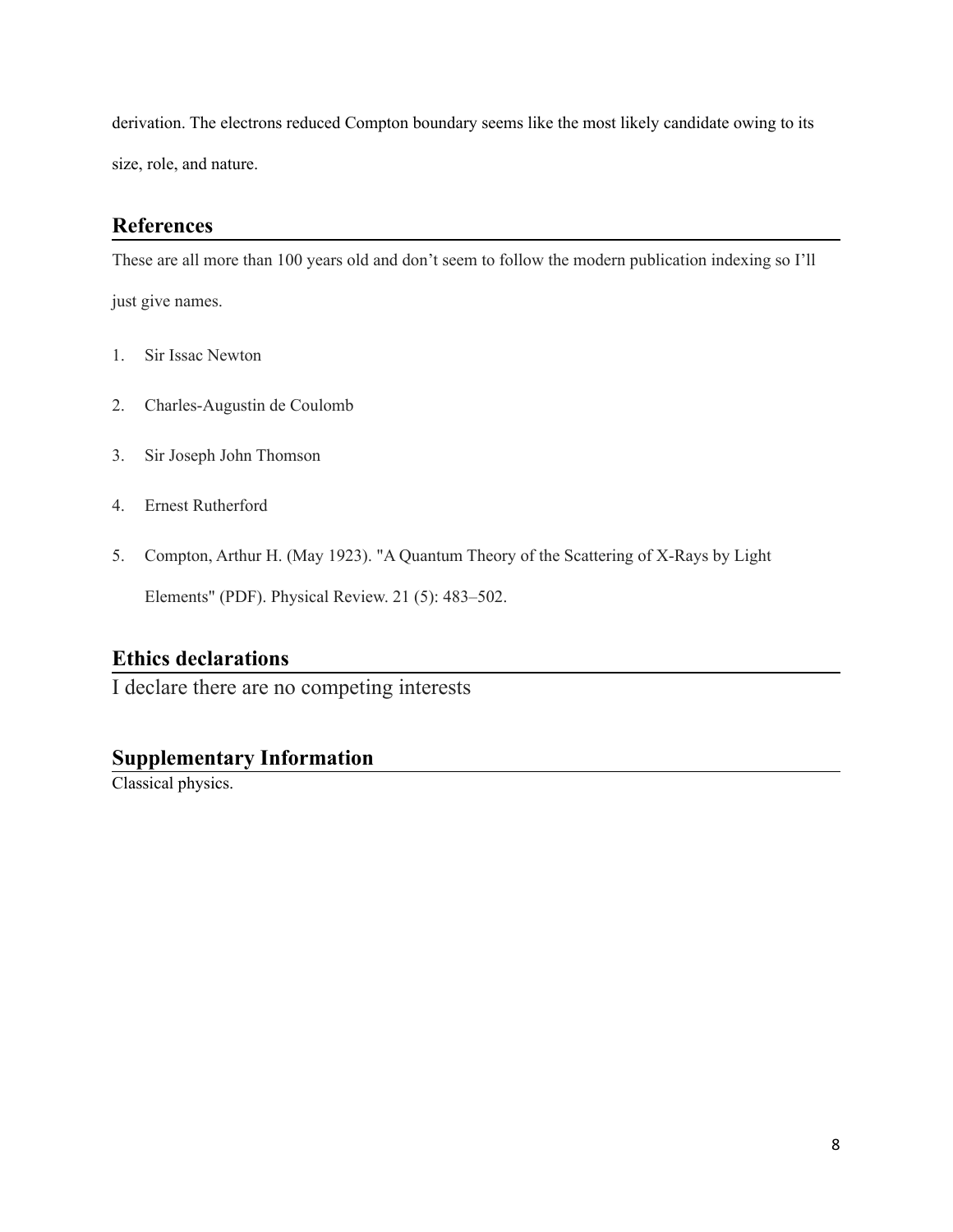derivation. The electrons reduced Compton boundary seems like the most likely candidate owing to its size, role, and nature.

## References

These are all more than 100 years old and don't seem to follow the modern publication indexing so I'll just give names.

1. Sir Issac Newton
2. Charles-Augustin de Coulomb
3. Sir Joseph John Thomson
4. Ernest Rutherford
5. Compton, Arthur H. (May 1923). "A Quantum Theory of the Scattering of X-Rays by Light Elements" (PDF). Physical Review. 21 (5): 483–502.

## Ethics declarations

I declare there are no competing interests

## Supplementary Information

Classical physics.